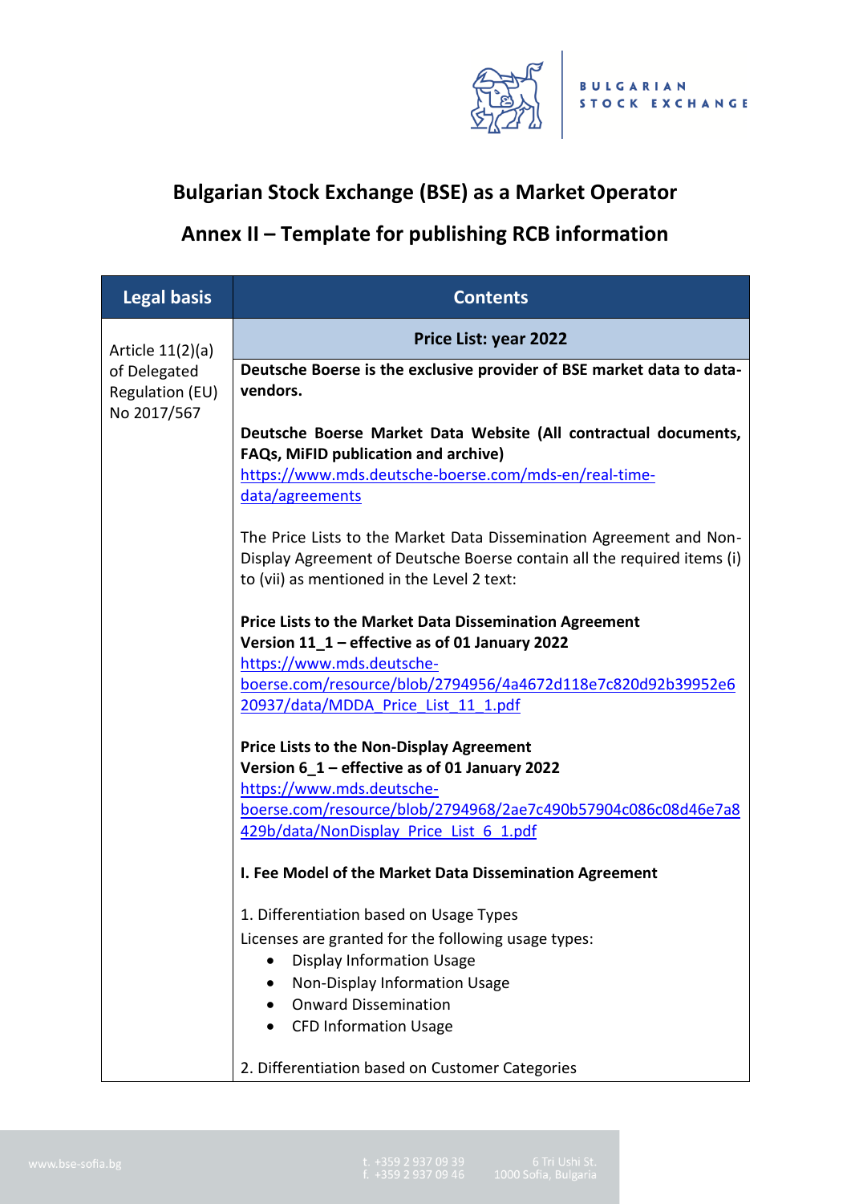# Bulgarian Stock Exchange (BSE) as a Market Operator

## Annex II – Template for publishing RCB information

| Legal basis | Contents |
|---|---|
| Article 11(2)(a) of Delegated Regulation (EU) No 2017/567 | **Price List: year 2022** |
| | **Deutsche Boerse is the exclusive provider of BSE market data to data-vendors.**<br><br>**Deutsche Boerse Market Data Website (All contractual documents, FAQs, MiFID publication and archive)**<br>https://www.mds.deutsche-boerse.com/mds-en/real-time-data/agreements<br><br>The Price Lists to the Market Data Dissemination Agreement and Non-Display Agreement of Deutsche Boerse contain all the required items (i) to (vii) as mentioned in the Level 2 text:<br><br>**Price Lists to the Market Data Dissemination Agreement**<br>**Version 11_1 – effective as of 01 January 2022**<br>https://www.mds.deutsche-boerse.com/resource/blob/2794956/4a4672d118e7c820d92b39952e620937/data/MDDA_Price_List_11_1.pdf<br><br>**Price Lists to the Non-Display Agreement**<br>**Version 6_1 – effective as of 01 January 2022**<br>https://www.mds.deutsche-boerse.com/resource/blob/2794968/2ae7c490b57904c086c08d46e7a8429b/data/NonDisplay_Price_List_6_1.pdf<br><br>**I. Fee Model of the Market Data Dissemination Agreement**<br><br>1. Differentiation based on Usage Types<br>Licenses are granted for the following usage types:<br>• Display Information Usage<br>• Non-Display Information Usage<br>• Onward Dissemination<br>• CFD Information Usage<br><br>2. Differentiation based on Customer Categories |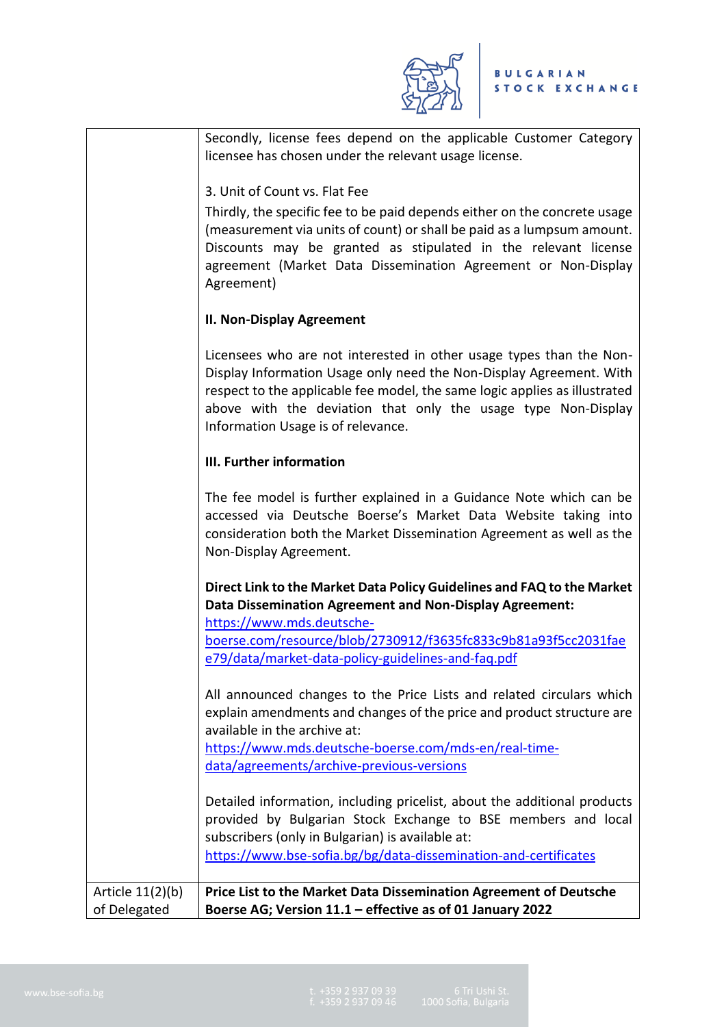| | |
|---|---|
| | Secondly, license fees depend on the applicable Customer Category licensee has chosen under the relevant usage license.<br><br>3. Unit of Count vs. Flat Fee<br>Thirdly, the specific fee to be paid depends either on the concrete usage (measurement via units of count) or shall be paid as a lumpsum amount. Discounts may be granted as stipulated in the relevant license agreement (Market Data Dissemination Agreement or Non-Display Agreement)<br><br>**II. Non-Display Agreement**<br><br>Licensees who are not interested in other usage types than the Non-Display Information Usage only need the Non-Display Agreement. With respect to the applicable fee model, the same logic applies as illustrated above with the deviation that only the usage type Non-Display Information Usage is of relevance.<br><br>**III. Further information**<br><br>The fee model is further explained in a Guidance Note which can be accessed via Deutsche Boerse's Market Data Website taking into consideration both the Market Dissemination Agreement as well as the Non-Display Agreement.<br><br>**Direct Link to the Market Data Policy Guidelines and FAQ to the Market Data Dissemination Agreement and Non-Display Agreement:**<br>https://www.mds.deutsche-boerse.com/resource/blob/2730912/f3635fc833c9b81a93f5cc2031faee79/data/market-data-policy-guidelines-and-faq.pdf<br><br>All announced changes to the Price Lists and related circulars which explain amendments and changes of the price and product structure are available in the archive at:<br>https://www.mds.deutsche-boerse.com/mds-en/real-time-data/agreements/archive-previous-versions<br><br>Detailed information, including pricelist, about the additional products provided by Bulgarian Stock Exchange to BSE members and local subscribers (only in Bulgarian) is available at:<br>https://www.bse-sofia.bg/bg/data-dissemination-and-certificates |
| Article 11(2)(b) of Delegated | **Price List to the Market Data Dissemination Agreement of Deutsche Boerse AG; Version 11.1 – effective as of 01 January 2022** |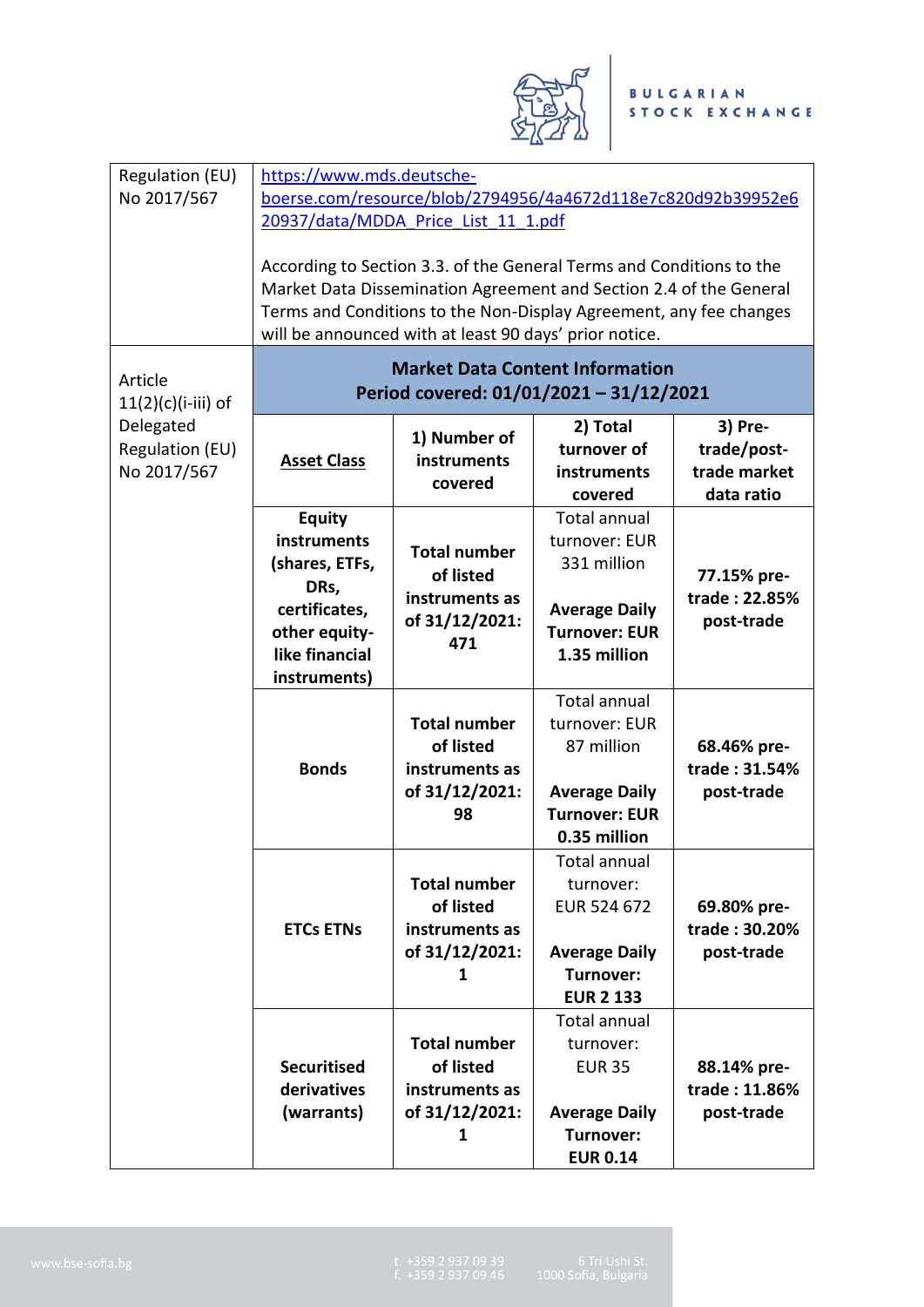| Regulation (EU) No 2017/567 | https://www.mds.deutsche-boerse.com/resource/blob/2794956/4a4672d118e7c820d92b39952e620937/data/MDDA_Price_List_11_1.pdf<br><br>According to Section 3.3. of the General Terms and Conditions to the Market Data Dissemination Agreement and Section 2.4 of the General Terms and Conditions to the Non-Display Agreement, any fee changes will be announced with at least 90 days' prior notice. | | | |
|---|---|---|---|---|
| Article 11(2)(c)(i-iii) of Delegated Regulation (EU) No 2017/567 | **Market Data Content Information**<br>**Period covered: 01/01/2021 – 31/12/2021** | | | |
| | **Asset Class** | **1) Number of instruments covered** | **2) Total turnover of instruments covered** | **3) Pre-trade/post-trade market data ratio** |
| | **Equity instruments (shares, ETFs, DRs, certificates, other equity-like financial instruments)** | **Total number of listed instruments as of 31/12/2021: 471** | Total annual turnover: EUR 331 million<br><br>**Average Daily Turnover: EUR 1.35 million** | **77.15% pre-trade : 22.85% post-trade** |
| | **Bonds** | **Total number of listed instruments as of 31/12/2021: 98** | Total annual turnover: EUR 87 million<br><br>**Average Daily Turnover: EUR 0.35 million** | **68.46% pre-trade : 31.54% post-trade** |
| | **ETCs ETNs** | **Total number of listed instruments as of 31/12/2021: 1** | Total annual turnover: EUR 524 672<br><br>**Average Daily Turnover: EUR 2 133** | **69.80% pre-trade : 30.20% post-trade** |
| | **Securitised derivatives (warrants)** | **Total number of listed instruments as of 31/12/2021: 1** | Total annual turnover: EUR 35<br><br>**Average Daily Turnover: EUR 0.14** | **88.14% pre-trade : 11.86% post-trade** |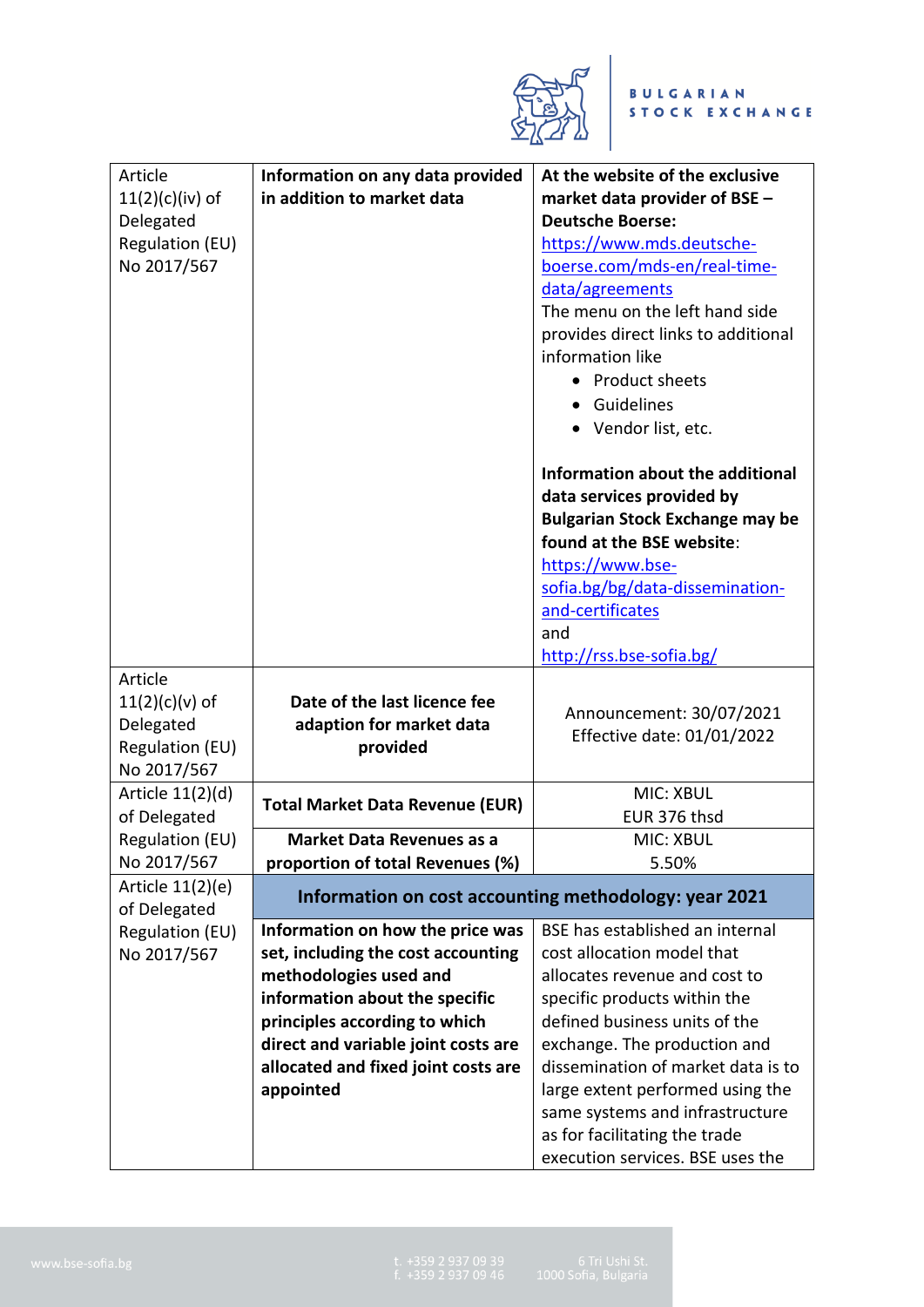| | | |
|---|---|---|
| Article 11(2)(c)(iv) of Delegated Regulation (EU) No 2017/567 | **Information on any data provided in addition to market data** | **At the website of the exclusive market data provider of BSE – Deutsche Boerse:** https://www.mds.deutsche-boerse.com/mds-en/real-time-data/agreements The menu on the left hand side provides direct links to additional information like <br>• Product sheets<br>• Guidelines<br>• Vendor list, etc.<br><br>**Information about the additional data services provided by Bulgarian Stock Exchange may be found at the BSE website**: https://www.bse-sofia.bg/bg/data-dissemination-and-certificates and http://rss.bse-sofia.bg/ |
| Article 11(2)(c)(v) of Delegated Regulation (EU) No 2017/567 | **Date of the last licence fee adaption for market data provided** | Announcement: 30/07/2021<br>Effective date: 01/01/2022 |
| Article 11(2)(d) of Delegated Regulation (EU) No 2017/567 | **Total Market Data Revenue (EUR)** | MIC: XBUL<br>EUR 376 thsd |
| | **Market Data Revenues as a proportion of total Revenues (%)** | MIC: XBUL<br>5.50% |
| Article 11(2)(e) of Delegated Regulation (EU) No 2017/567 | **Information on cost accounting methodology: year 2021** | |
| | **Information on how the price was set, including the cost accounting methodologies used and information about the specific principles according to which direct and variable joint costs are allocated and fixed joint costs are appointed** | BSE has established an internal cost allocation model that allocates revenue and cost to specific products within the defined business units of the exchange. The production and dissemination of market data is to large extent performed using the same systems and infrastructure as for facilitating the trade execution services. BSE uses the |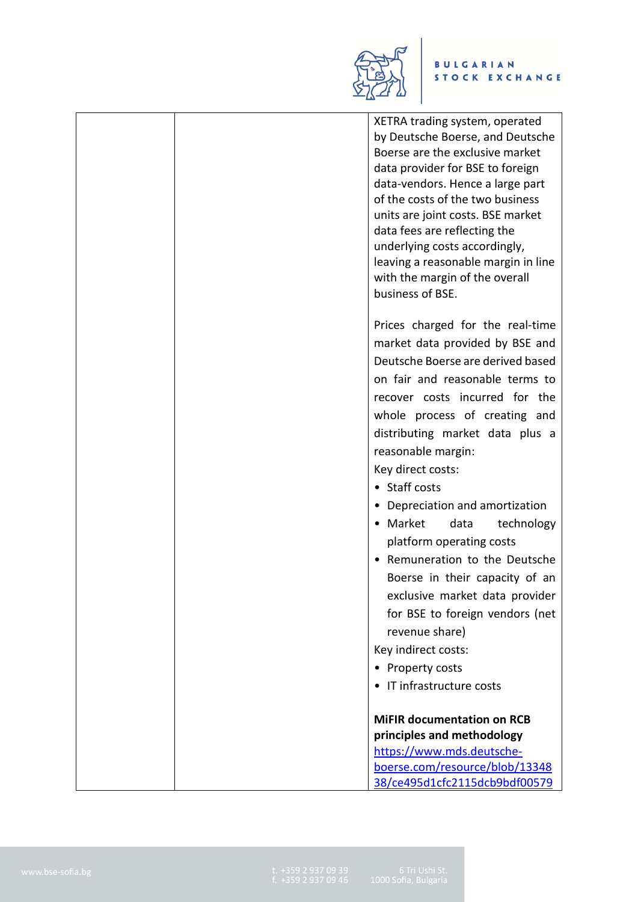| | | XETRA trading system, operated by Deutsche Boerse, and Deutsche Boerse are the exclusive market data provider for BSE to foreign data-vendors. Hence a large part of the costs of the two business units are joint costs. BSE market data fees are reflecting the underlying costs accordingly, leaving a reasonable margin in line with the margin of the overall business of BSE.<br><br>Prices charged for the real-time market data provided by BSE and Deutsche Boerse are derived based on fair and reasonable terms to recover costs incurred for the whole process of creating and distributing market data plus a reasonable margin:<br>Key direct costs:<br>• Staff costs<br>• Depreciation and amortization<br>• Market data technology platform operating costs<br>• Remuneration to the Deutsche Boerse in their capacity of an exclusive market data provider for BSE to foreign vendors (net revenue share)<br>Key indirect costs:<br>• Property costs<br>• IT infrastructure costs<br><br>**MiFIR documentation on RCB principles and methodology**<br>[https://www.mds.deutsche-boerse.com/resource/blob/1334838/ce495d1cfc2115dcb9bdf00579](https://www.mds.deutsche-boerse.com/resource/blob/1334838/ce495d1cfc2115dcb9bdf00579) |
|---|---|---|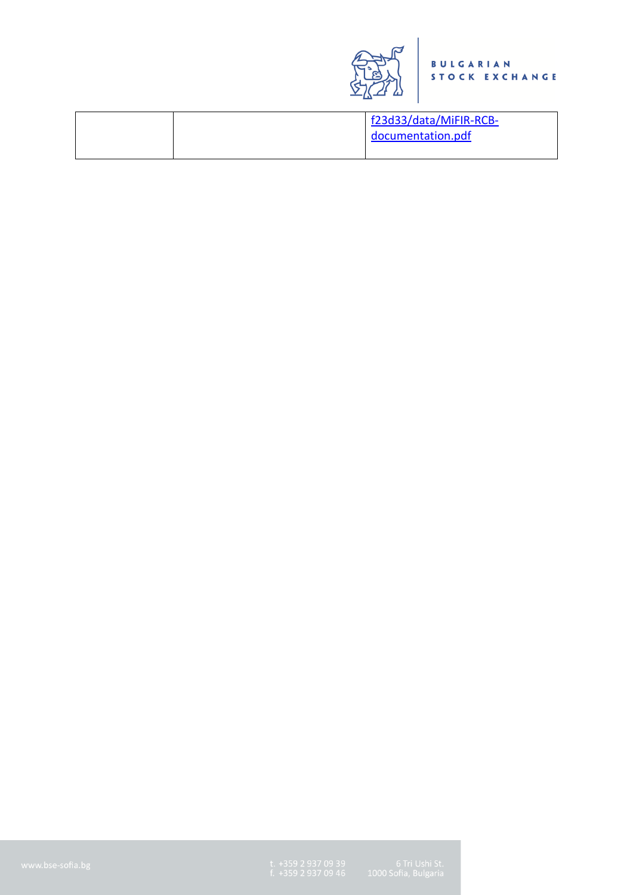| | | |
|---|---|---|
| | | f23d33/data/MiFIR-RCB-documentation.pdf |